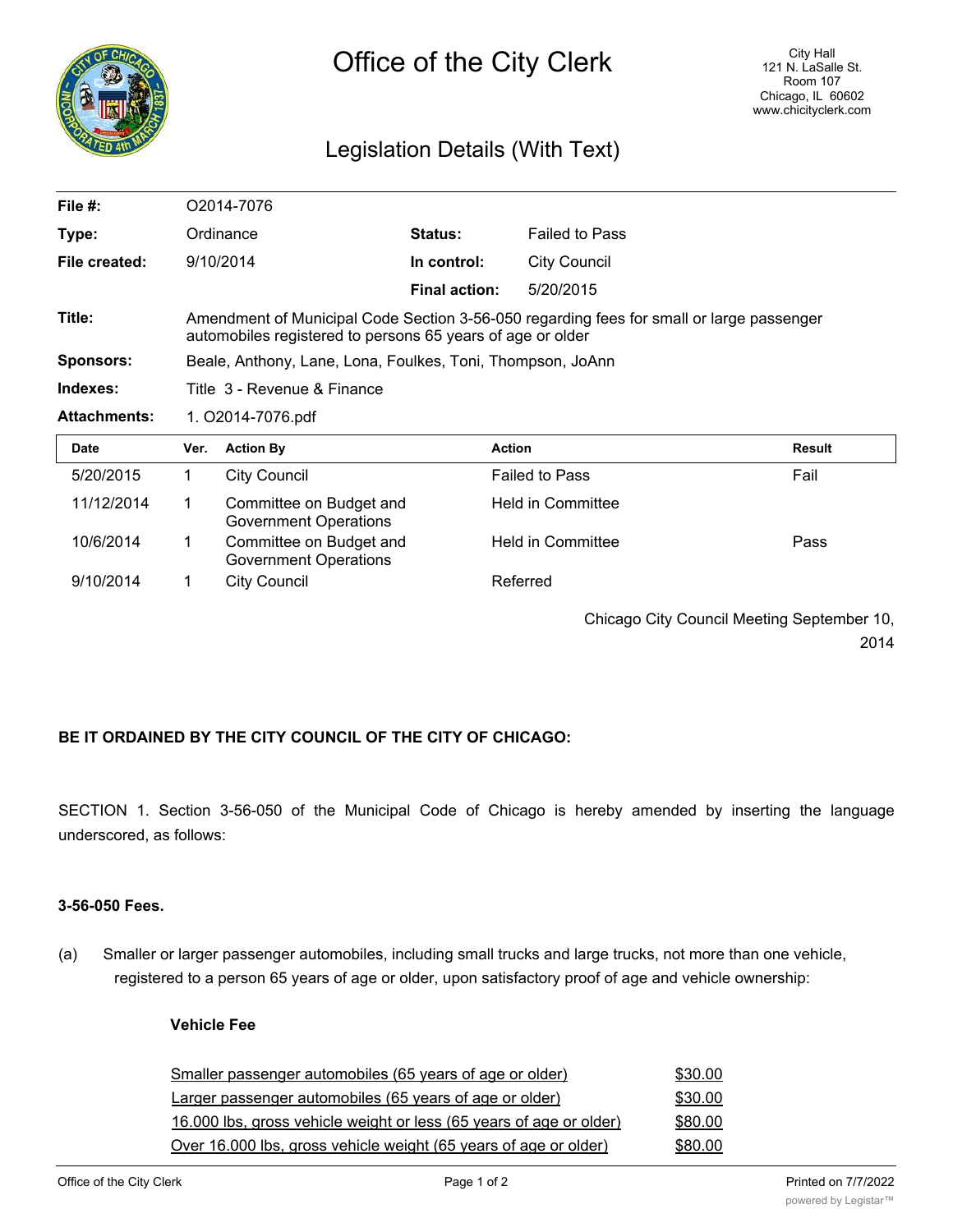# Office of the City Clerk

City Hall
121 N. LaSalle St.
Room 107
Chicago, IL 60602
www.chicityclerk.com

## Legislation Details (With Text)

| | | | |
|---|---|---|---|
| **File #:** | O2014-7076 | | |
| **Type:** | Ordinance | **Status:** | Failed to Pass |
| **File created:** | 9/10/2014 | **In control:** | City Council |
| | | **Final action:** | 5/20/2015 |
| **Title:** | Amendment of Municipal Code Section 3-56-050 regarding fees for small or large passenger automobiles registered to persons 65 years of age or older | | |
| **Sponsors:** | Beale, Anthony, Lane, Lona, Foulkes, Toni, Thompson, JoAnn | | |
| **Indexes:** | Title 3 - Revenue & Finance | | |
| **Attachments:** | 1. O2014-7076.pdf | | |

| Date | Ver. | Action By | Action | Result |
|---|---|---|---|---|
| 5/20/2015 | 1 | City Council | Failed to Pass | Fail |
| 11/12/2014 | 1 | Committee on Budget and Government Operations | Held in Committee | |
| 10/6/2014 | 1 | Committee on Budget and Government Operations | Held in Committee | Pass |
| 9/10/2014 | 1 | City Council | Referred | |

Chicago City Council Meeting September 10, 2014

**BE IT ORDAINED BY THE CITY COUNCIL OF THE CITY OF CHICAGO:**

SECTION 1. Section 3-56-050 of the Municipal Code of Chicago is hereby amended by inserting the language underscored, as follows:

**3-56-050 Fees.**

(a) Smaller or larger passenger automobiles, including small trucks and large trucks, not more than one vehicle, registered to a person 65 years of age or older, upon satisfactory proof of age and vehicle ownership:

| **Vehicle** | **Fee** |
|---|---|
| <u>Smaller passenger automobiles (65 years of age or older)</u> | <u>$30.00</u> |
| <u>Larger passenger automobiles (65 years of age or older)</u> | <u>$30.00</u> |
| <u>16.000 lbs, gross vehicle weight or less (65 years of age or older)</u> | <u>$80.00</u> |
| <u>Over 16.000 lbs, gross vehicle weight (65 years of age or older)</u> | <u>$80.00</u> |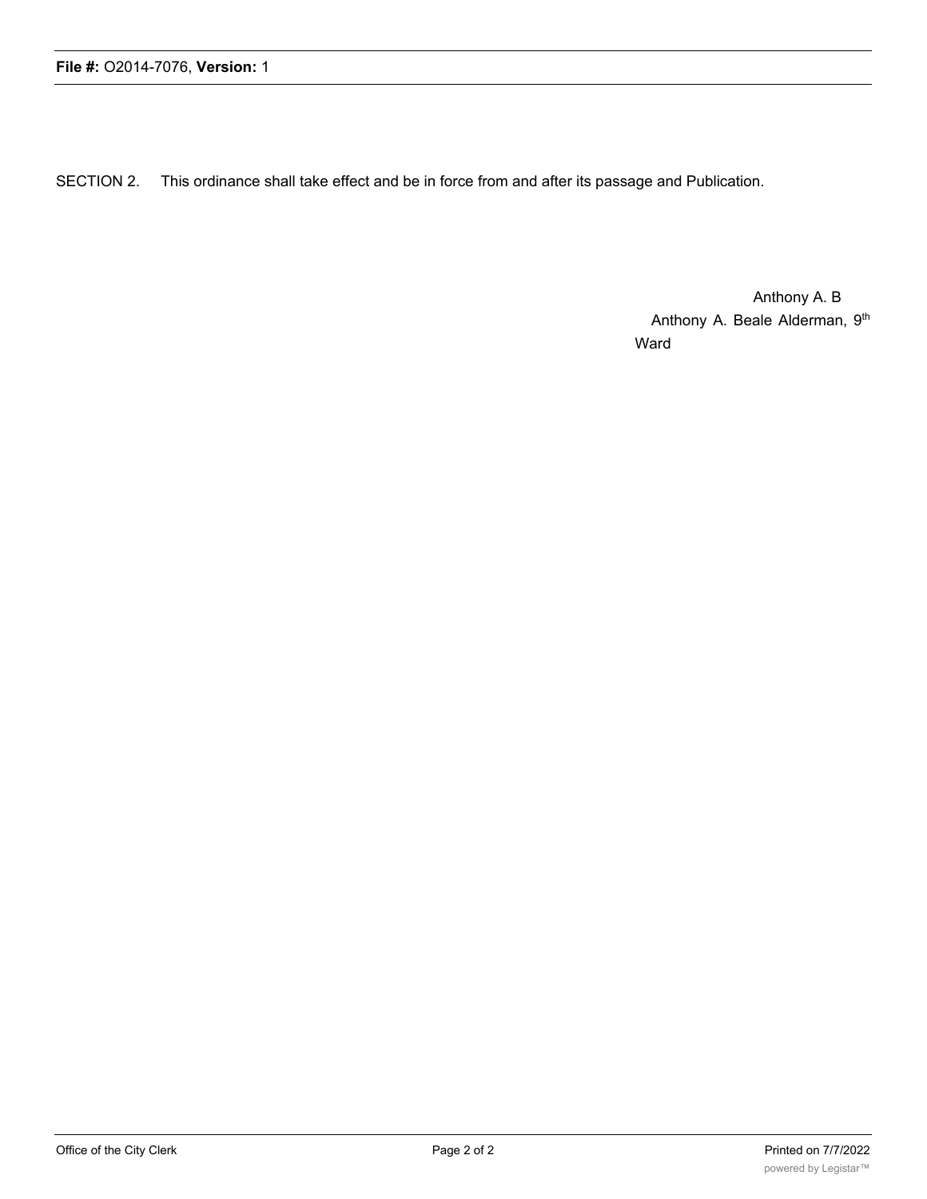SECTION 2. This ordinance shall take effect and be in force from and after its passage and Publication.

Anthony A. B

Anthony A. Beale Alderman, 9th Ward